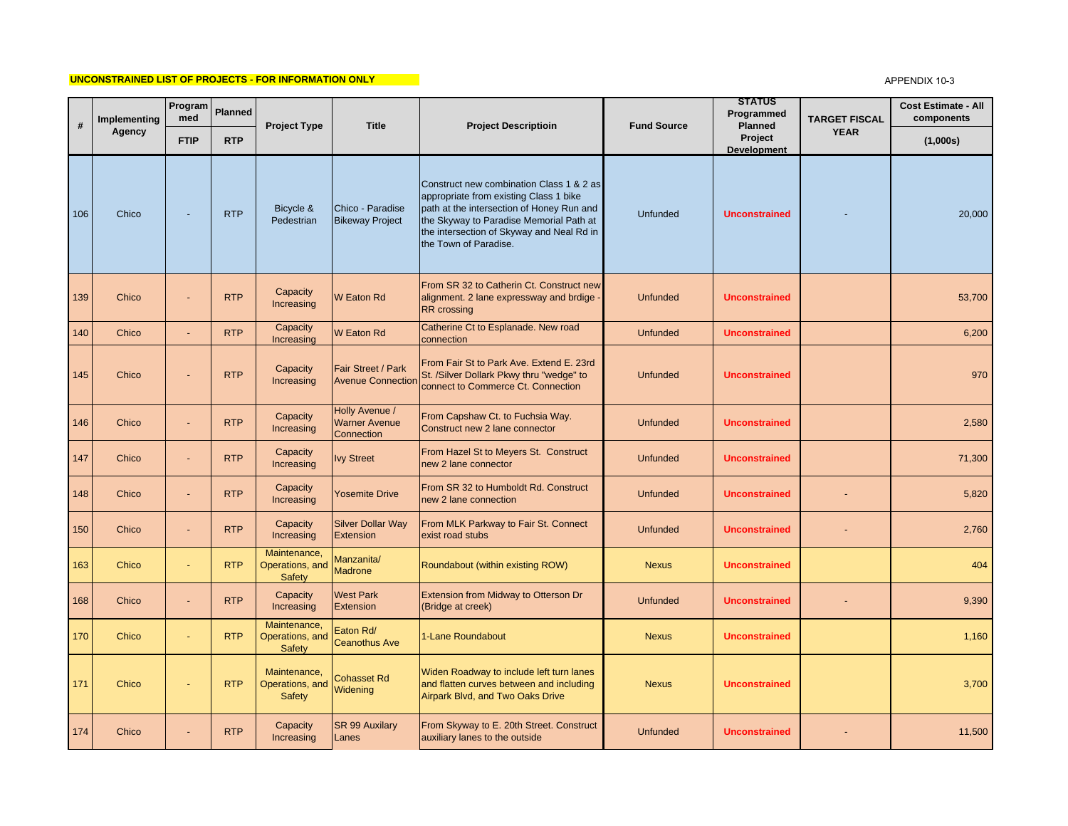**UNCONSTRAINED LIST OF PROJECTS - FOR INFORMATION ONLY**

APPENDIX 10-3

| # | Implementing Agency | Programmed | Planned | Project Type | Title | Project Descriptioin | Fund Source | STATUS Programmed Planned Project Development | TARGET FISCAL YEAR | Cost Estimate - All components |
|---|---|---|---|---|---|---|---|---|---|---|
| | | FTIP | RTP | | | | | | | (1,000s) |
| 106 | Chico | - | RTP | Bicycle & Pedestrian | Chico - Paradise Bikeway Project | Construct new combination Class 1 & 2 as appropriate from existing Class 1 bike path at the intersection of Honey Run and the Skyway to Paradise Memorial Path at the intersection of Skyway and Neal Rd in the Town of Paradise. | Unfunded | Unconstrained | - | 20,000 |
| 139 | Chico | - | RTP | Capacity Increasing | W Eaton Rd | From SR 32 to Catherin Ct. Construct new alignment. 2 lane expressway and brdige - RR crossing | Unfunded | Unconstrained | | 53,700 |
| 140 | Chico | - | RTP | Capacity Increasing | W Eaton Rd | Catherine Ct to Esplanade. New road connection | Unfunded | Unconstrained | | 6,200 |
| 145 | Chico | - | RTP | Capacity Increasing | Fair Street / Park Avenue Connection | From Fair St to Park Ave. Extend E. 23rd St. /Silver Dollakr Pkwy thru "wedge" to connect to Commerce Ct. Connection | Unfunded | Unconstrained | | 970 |
| 146 | Chico | - | RTP | Capacity Increasing | Holly Avenue / Warner Avenue Connection | From Capshaw Ct. to Fuchsia Way. Construct new 2 lane connector | Unfunded | Unconstrained | | 2,580 |
| 147 | Chico | - | RTP | Capacity Increasing | Ivy Street | From Hazel St to Meyers St. Construct new 2 lane connector | Unfunded | Unconstrained | | 71,300 |
| 148 | Chico | - | RTP | Capacity Increasing | Yosemite Drive | From SR 32 to Humboldt Rd. Construct new 2 lane connection | Unfunded | Unconstrained | - | 5,820 |
| 150 | Chico | - | RTP | Capacity Increasing | Silver Dollar Way Extension | From MLK Parkway to Fair St. Connect exist road stubs | Unfunded | Unconstrained | - | 2,760 |
| 163 | Chico | - | RTP | Maintenance, Operations, and Safety | Manzanita/ Madrone | Roundabout (within existing ROW) | Nexus | Unconstrained | | 404 |
| 168 | Chico | - | RTP | Capacity Increasing | West Park Extension | Extension from Midway to Otterson Dr (Bridge at creek) | Unfunded | Unconstrained | - | 9,390 |
| 170 | Chico | - | RTP | Maintenance, Operations, and Safety | Eaton Rd/ Ceanothus Ave | 1-Lane Roundabout | Nexus | Unconstrained | | 1,160 |
| 171 | Chico | - | RTP | Maintenance, Operations, and Safety | Cohasset Rd Widening | Widen Roadway to include left turn lanes and flatten curves between and including Airpark Blvd, and Two Oaks Drive | Nexus | Unconstrained | | 3,700 |
| 174 | Chico | - | RTP | Capacity Increasing | SR 99 Auxilary Lanes | From Skyway to E. 20th Street. Construct auxiliary lanes to the outside | Unfunded | Unconstrained | - | 11,500 |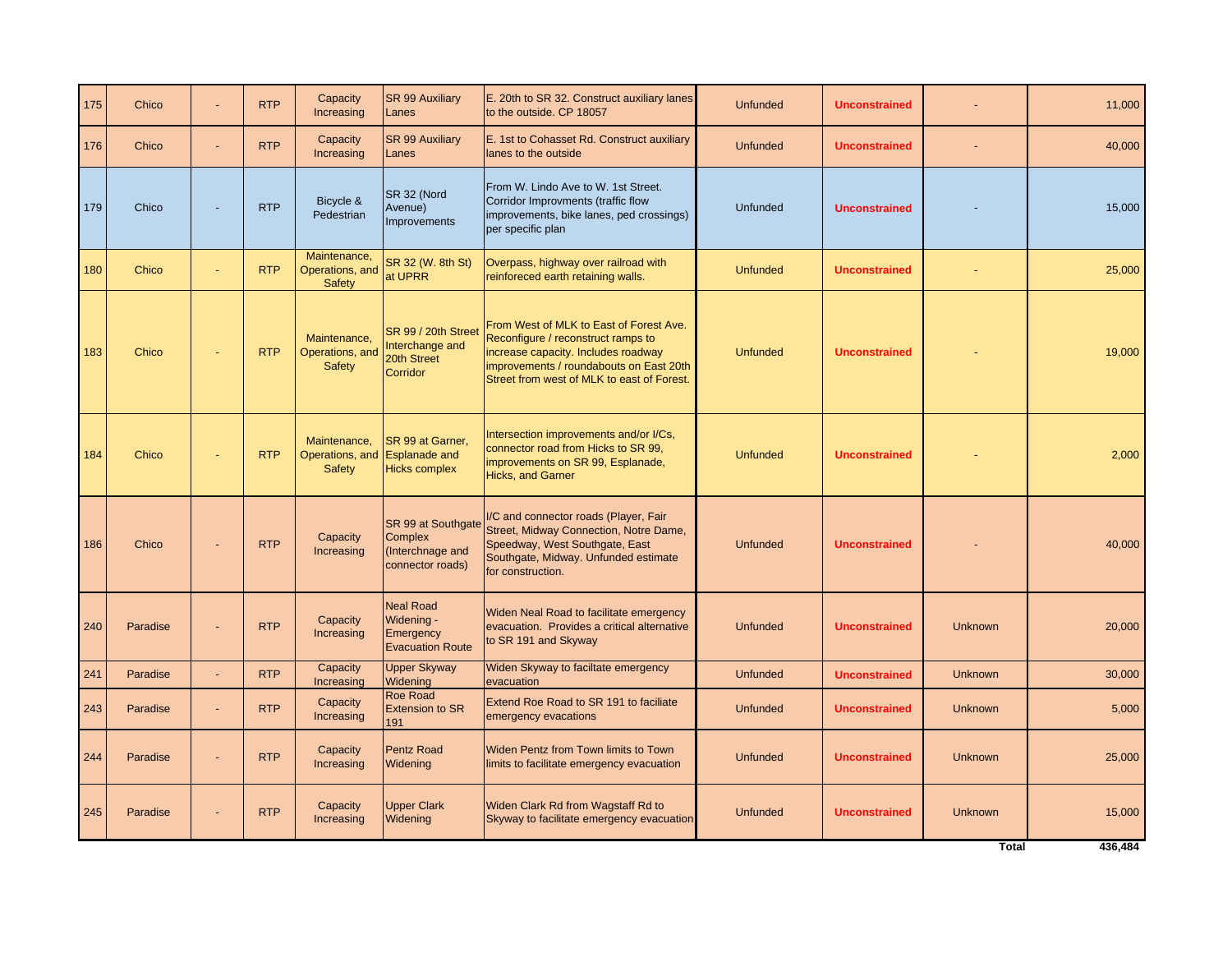| | | | | | | | | | | |
|---|---|---|---|---|---|---|---|---|---|---|
| 175 | Chico | - | RTP | Capacity Increasing | SR 99 Auxiliary Lanes | E. 20th to SR 32. Construct auxiliary lanes to the outside. CP 18057 | Unfunded | **Unconstrained** | - | 11,000 |
| 176 | Chico | - | RTP | Capacity Increasing | SR 99 Auxiliary Lanes | E. 1st to Cohasset Rd. Construct auxiliary lanes to the outside | Unfunded | **Unconstrained** | - | 40,000 |
| 179 | Chico | - | RTP | Bicycle & Pedestrian | SR 32 (Nord Avenue) Improvements | From W. Lindo Ave to W. 1st Street. Corridor Improvments (traffic flow improvements, bike lanes, ped crossings) per specific plan | Unfunded | **Unconstrained** | - | 15,000 |
| 180 | Chico | - | RTP | Maintenance, Operations, and Safety | SR 32 (W. 8th St) at UPRR | Overpass, highway over railroad with reinforeced earth retaining walls. | Unfunded | **Unconstrained** | - | 25,000 |
| 183 | Chico | - | RTP | Maintenance, Operations, and Safety | SR 99 / 20th Street Interchange and 20th Street Corridor | From West of MLK to East of Forest Ave. Reconfigure / reconstruct ramps to increase capacity. Includes roadway improvements / roundabouts on East 20th Street from west of MLK to east of Forest. | Unfunded | **Unconstrained** | - | 19,000 |
| 184 | Chico | - | RTP | Maintenance, Operations, and Safety | SR 99 at Garner, Esplanade and Hicks complex | Intersection improvements and/or I/Cs, connector road from Hicks to SR 99, improvements on SR 99, Esplanade, Hicks, and Garner | Unfunded | **Unconstrained** | - | 2,000 |
| 186 | Chico | - | RTP | Capacity Increasing | SR 99 at Southgate Complex (Interchnage and connector roads) | I/C and connector roads (Player, Fair Street, Midway Connection, Notre Dame, Speedway, West Southgate, East Southgate, Midway. Unfunded estimate for construction. | Unfunded | **Unconstrained** | - | 40,000 |
| 240 | Paradise | - | RTP | Capacity Increasing | Neal Road Widening - Emergency Evacuation Route | Widen Neal Road to facilitate emergency evacuation. Provides a critical alternative to SR 191 and Skyway | Unfunded | **Unconstrained** | Unknown | 20,000 |
| 241 | Paradise | - | RTP | Capacity Increasing | Upper Skyway Widening | Widen Skyway to faciltate emergency evacuation | Unfunded | **Unconstrained** | Unknown | 30,000 |
| 243 | Paradise | - | RTP | Capacity Increasing | Roe Road Extension to SR 191 | Extend Roe Road to SR 191 to faciliate emergency evacuations | Unfunded | **Unconstrained** | Unknown | 5,000 |
| 244 | Paradise | - | RTP | Capacity Increasing | Pentz Road Widening | Widen Pentz from Town limits to Town limits to facilitate emergency evacuation | Unfunded | **Unconstrained** | Unknown | 25,000 |
| 245 | Paradise | - | RTP | Capacity Increasing | Upper Clark Widening | Widen Clark Rd from Wagstaff Rd to Skyway to facilitate emergency evacuation | Unfunded | **Unconstrained** | Unknown | 15,000 |
| | | | | | | | | | **Total** | **436,484** |